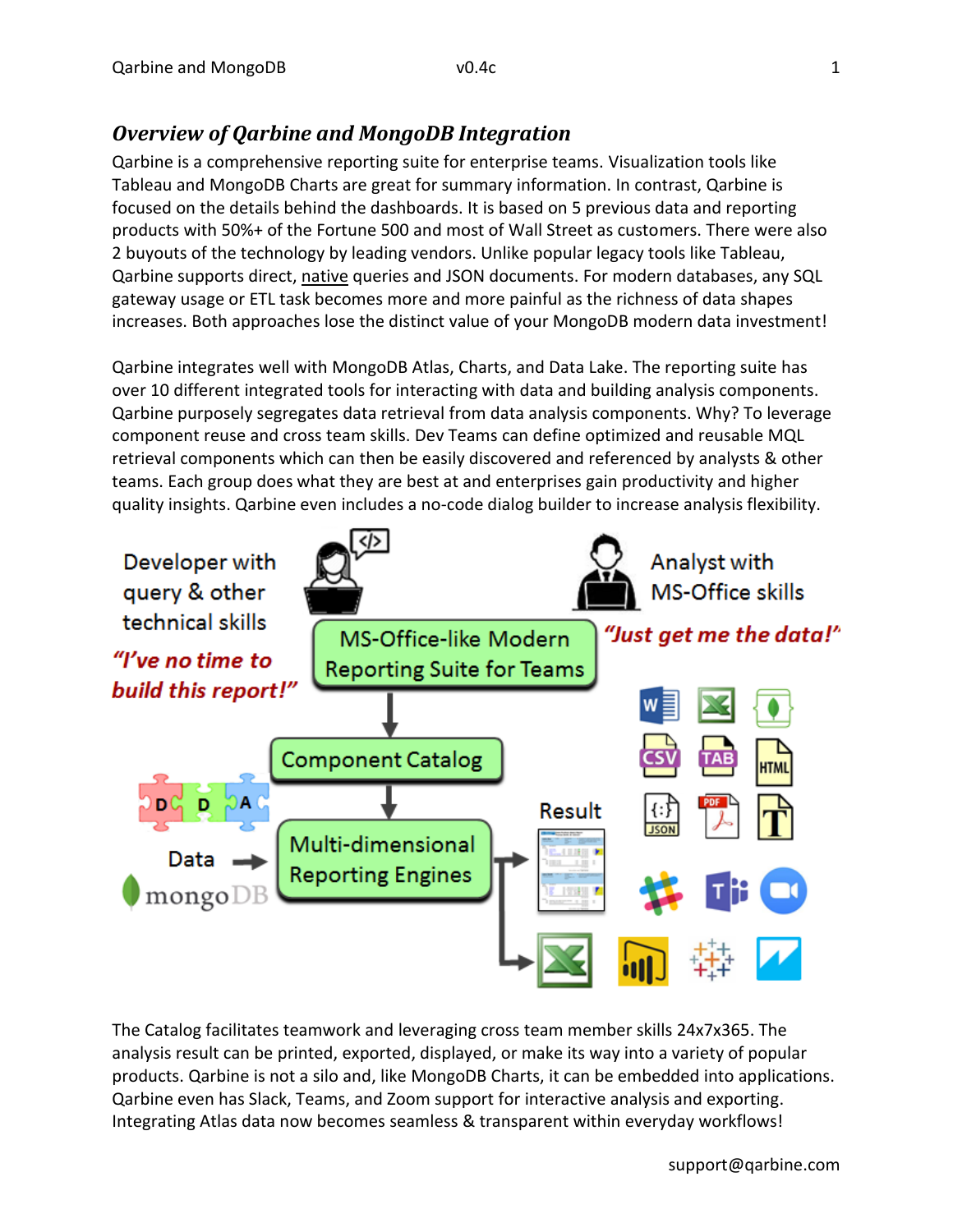# *Overview of Qarbine and MongoDB Integration*

Qarbine is a comprehensive reporting suite for enterprise teams. Visualization tools like Tableau and MongoDB Charts are great for summary information. In contrast, Qarbine is focused on the details behind the dashboards. It is based on 5 previous data and reporting products with 50%+ of the Fortune 500 and most of Wall Street as customers. There were also 2 buyouts of the technology by leading vendors. Unlike popular legacy tools like Tableau, Qarbine supports direct, native queries and JSON documents. For modern databases, any SQL gateway usage or ETL task becomes more and more painful as the richness of data shapes increases. Both approaches lose the distinct value of your MongoDB modern data investment!

Qarbine integrates well with MongoDB Atlas, Charts, and Data Lake. The reporting suite has over 10 different integrated tools for interacting with data and building analysis components. Qarbine purposely segregates data retrieval from data analysis components. Why? To leverage component reuse and cross team skills. Dev Teams can define optimized and reusable MQL retrieval components which can then be easily discovered and referenced by analysts & other teams. Each group does what they are best at and enterprises gain productivity and higher quality insights. Qarbine even includes a no-code dialog builder to increase analysis flexibility.

Developer with query & other technical skills

*"I've no time to build this report!"*

Analyst with MS-Office skills

*"Just get me the data!"*

MS-Office-like Modern Reporting Suite for Teams

Component Catalog

Data

Multi-dimensional Reporting Engines

Result

The Catalog facilitates teamwork and leveraging cross team member skills 24x7x365. The analysis result can be printed, exported, displayed, or make its way into a variety of popular products. Qarbine is not a silo and, like MongoDB Charts, it can be embedded into applications. Qarbine even has Slack, Teams, and Zoom support for interactive analysis and exporting. Integrating Atlas data now becomes seamless & transparent within everyday workflows!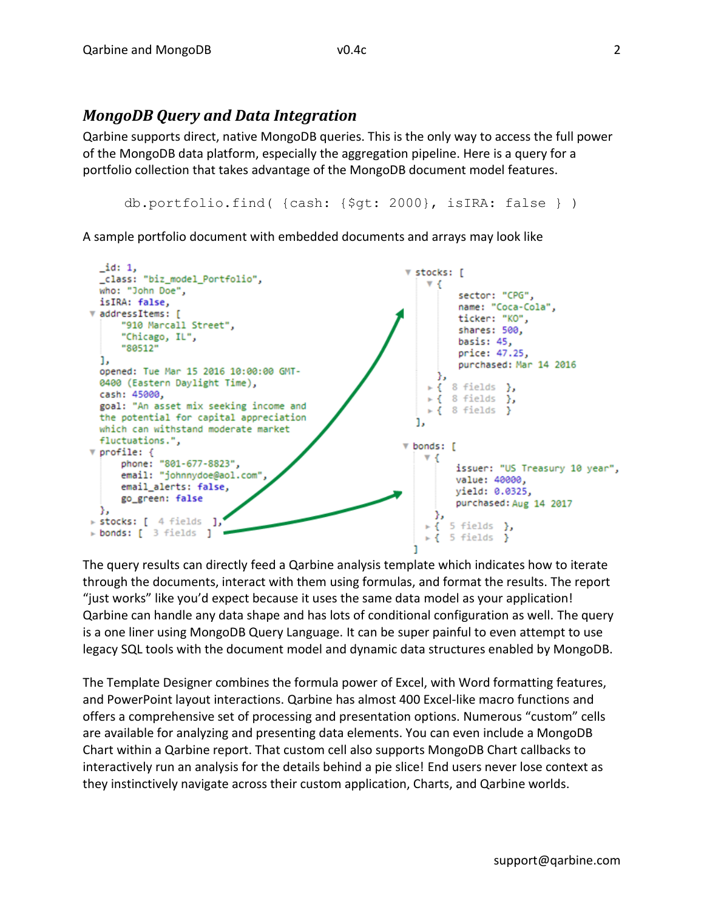## *MongoDB Query and Data Integration*

Qarbine supports direct, native MongoDB queries. This is the only way to access the full power of the MongoDB data platform, especially the aggregation pipeline. Here is a query for a portfolio collection that takes advantage of the MongoDB document model features.

```
db.portfolio.find( {cash: {$gt: 2000}, isIRA: false } )
```

A sample portfolio document with embedded documents and arrays may look like

```
_id: 1,
_class: "biz_model_Portfolio",
who: "John Doe",
isIRA: false,
addressItems: [
    "910 Marcall Street",
    "Chicago, IL",
    "80512"
],
opened: Tue Mar 15 2016 10:00:00 GMT-0400 (Eastern Daylight Time),
cash: 45000,
goal: "An asset mix seeking income and the potential for capital appreciation which can withstand moderate market fluctuations.",
profile: {
    phone: "801-677-8823",
    email: "johnnydoe@aol.com",
    email_alerts: false,
    go_green: false
},
stocks: [ 4 fields ],
bonds: [ 3 fields ]
```

```
stocks: [
    {
        sector: "CPG",
        name: "Coca-Cola",
        ticker: "KO",
        shares: 500,
        basis: 45,
        price: 47.25,
        purchased: Mar 14 2016
    },
    { 8 fields },
    { 8 fields },
    { 8 fields }
],
bonds: [
    {
        issuer: "US Treasury 10 year",
        value: 40000,
        yield: 0.0325,
        purchased: Aug 14 2017
    },
    { 5 fields },
    { 5 fields }
]
```

The query results can directly feed a Qarbine analysis template which indicates how to iterate through the documents, interact with them using formulas, and format the results. The report "just works" like you'd expect because it uses the same data model as your application! Qarbine can handle any data shape and has lots of conditional configuration as well. The query is a one liner using MongoDB Query Language. It can be super painful to even attempt to use legacy SQL tools with the document model and dynamic data structures enabled by MongoDB.

The Template Designer combines the formula power of Excel, with Word formatting features, and PowerPoint layout interactions. Qarbine has almost 400 Excel-like macro functions and offers a comprehensive set of processing and presentation options. Numerous "custom" cells are available for analyzing and presenting data elements. You can even include a MongoDB Chart within a Qarbine report. That custom cell also supports MongoDB Chart callbacks to interactively run an analysis for the details behind a pie slice! End users never lose context as they instinctively navigate across their custom application, Charts, and Qarbine worlds.

support@qarbine.com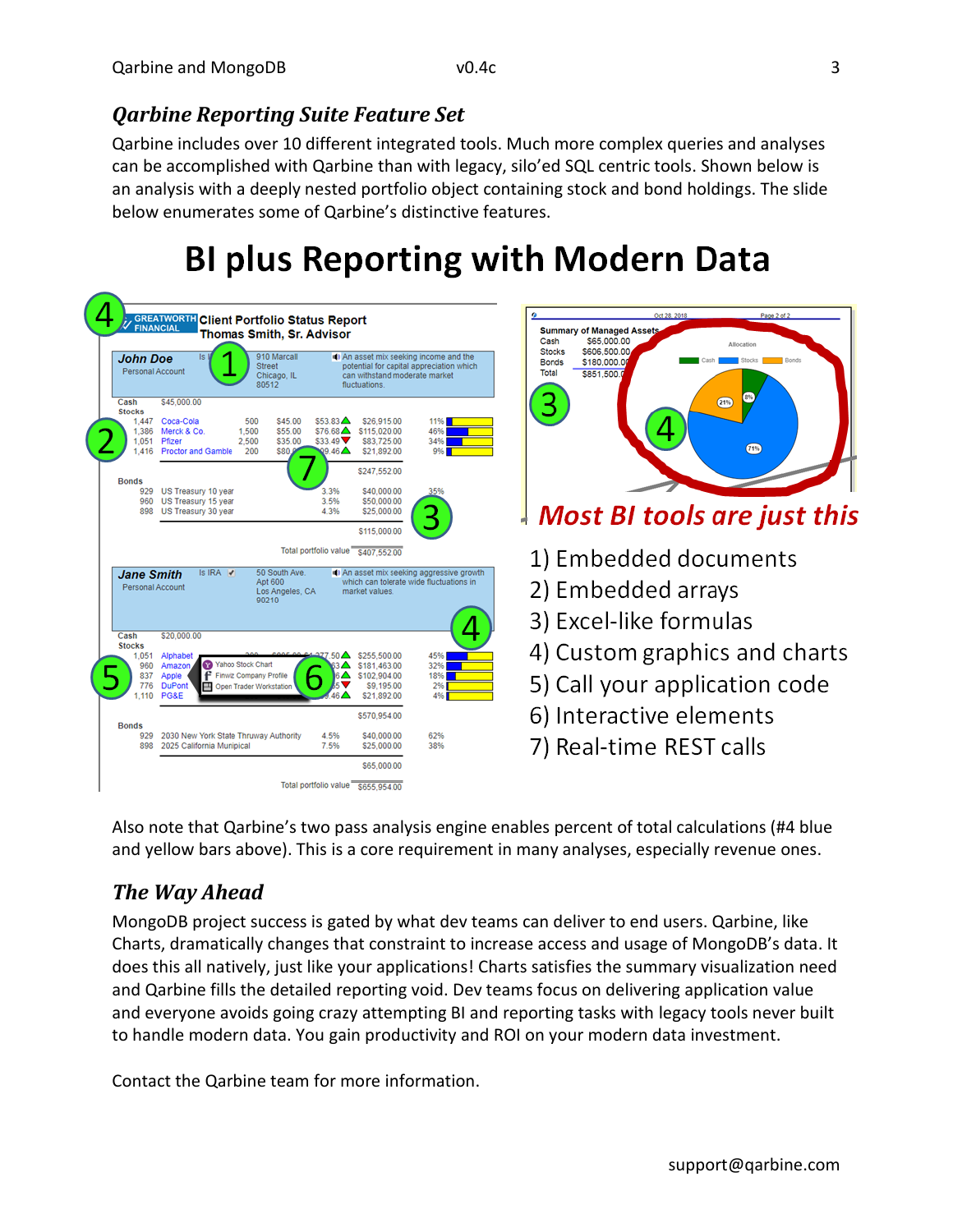### *Qarbine Reporting Suite Feature Set*

Qarbine includes over 10 different integrated tools. Much more complex queries and analyses can be accomplished with Qarbine than with legacy, silo'ed SQL centric tools. Shown below is an analysis with a deeply nested portfolio object containing stock and bond holdings. The slide below enumerates some of Qarbine's distinctive features.

# BI plus Reporting with Modern Data

*Most BI tools are just this*

1) Embedded documents
2) Embedded arrays
3) Excel-like formulas
4) Custom graphics and charts
5) Call your application code
6) Interactive elements
7) Real-time REST calls

Also note that Qarbine's two pass analysis engine enables percent of total calculations (#4 blue and yellow bars above). This is a core requirement in many analyses, especially revenue ones.

### *The Way Ahead*

MongoDB project success is gated by what dev teams can deliver to end users. Qarbine, like Charts, dramatically changes that constraint to increase access and usage of MongoDB's data. It does this all natively, just like your applications! Charts satisfies the summary visualization need and Qarbine fills the detailed reporting void. Dev teams focus on delivering application value and everyone avoids going crazy attempting BI and reporting tasks with legacy tools never built to handle modern data. You gain productivity and ROI on your modern data investment.

Contact the Qarbine team for more information.

support@qarbine.com